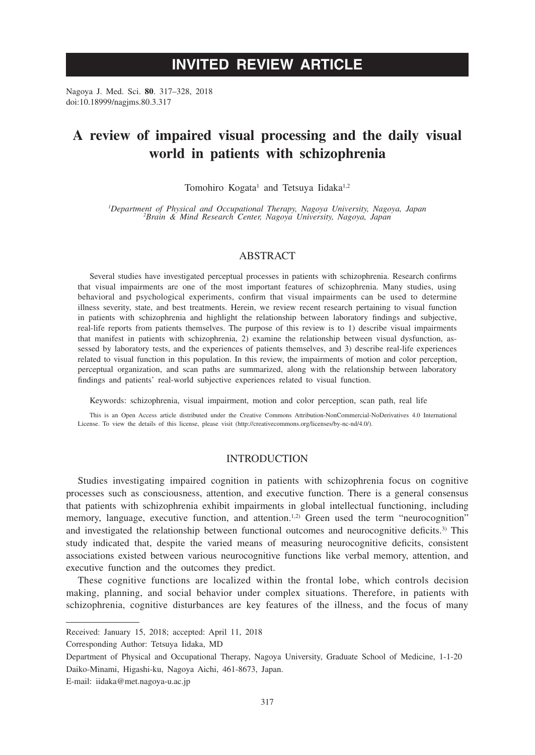# INVITED REVIEW ARTICLE

Nagoya J. Med. Sci. **80**. 317–328, 2018
doi:10.18999/nagjms.80.3.317

## A review of impaired visual processing and the daily visual world in patients with schizophrenia

Tomohiro Kogata[1] and Tetsuya Iidaka[1,2]

[1]*Department of Physical and Occupational Therapy, Nagoya University, Nagoya, Japan*
[2]*Brain & Mind Research Center, Nagoya University, Nagoya, Japan*

### ABSTRACT

Several studies have investigated perceptual processes in patients with schizophrenia. Research confirms that visual impairments are one of the most important features of schizophrenia. Many studies, using behavioral and psychological experiments, confirm that visual impairments can be used to determine illness severity, state, and best treatments. Herein, we review recent research pertaining to visual function in patients with schizophrenia and highlight the relationship between laboratory findings and subjective, real-life reports from patients themselves. The purpose of this review is to 1) describe visual impairments that manifest in patients with schizophrenia, 2) examine the relationship between visual dysfunction, assessed by laboratory tests, and the experiences of patients themselves, and 3) describe real-life experiences related to visual function in this population. In this review, the impairments of motion and color perception, perceptual organization, and scan paths are summarized, along with the relationship between laboratory findings and patients' real-world subjective experiences related to visual function.

Keywords: schizophrenia, visual impairment, motion and color perception, scan path, real life

This is an Open Access article distributed under the Creative Commons Attribution-NonCommercial-NoDerivatives 4.0 International License. To view the details of this license, please visit (http://creativecommons.org/licenses/by-nc-nd/4.0/).

### INTRODUCTION

Studies investigating impaired cognition in patients with schizophrenia focus on cognitive processes such as consciousness, attention, and executive function. There is a general consensus that patients with schizophrenia exhibit impairments in global intellectual functioning, including memory, language, executive function, and attention.[1,2] Green used the term "neurocognition" and investigated the relationship between functional outcomes and neurocognitive deficits.[3] This study indicated that, despite the varied means of measuring neurocognitive deficits, consistent associations existed between various neurocognitive functions like verbal memory, attention, and executive function and the outcomes they predict.

These cognitive functions are localized within the frontal lobe, which controls decision making, planning, and social behavior under complex situations. Therefore, in patients with schizophrenia, cognitive disturbances are key features of the illness, and the focus of many

Received: January 15, 2018; accepted: April 11, 2018

Corresponding Author: Tetsuya Iidaka, MD

Department of Physical and Occupational Therapy, Nagoya University, Graduate School of Medicine, 1-1-20 Daiko-Minami, Higashi-ku, Nagoya Aichi, 461-8673, Japan.

E-mail: iidaka@met.nagoya-u.ac.jp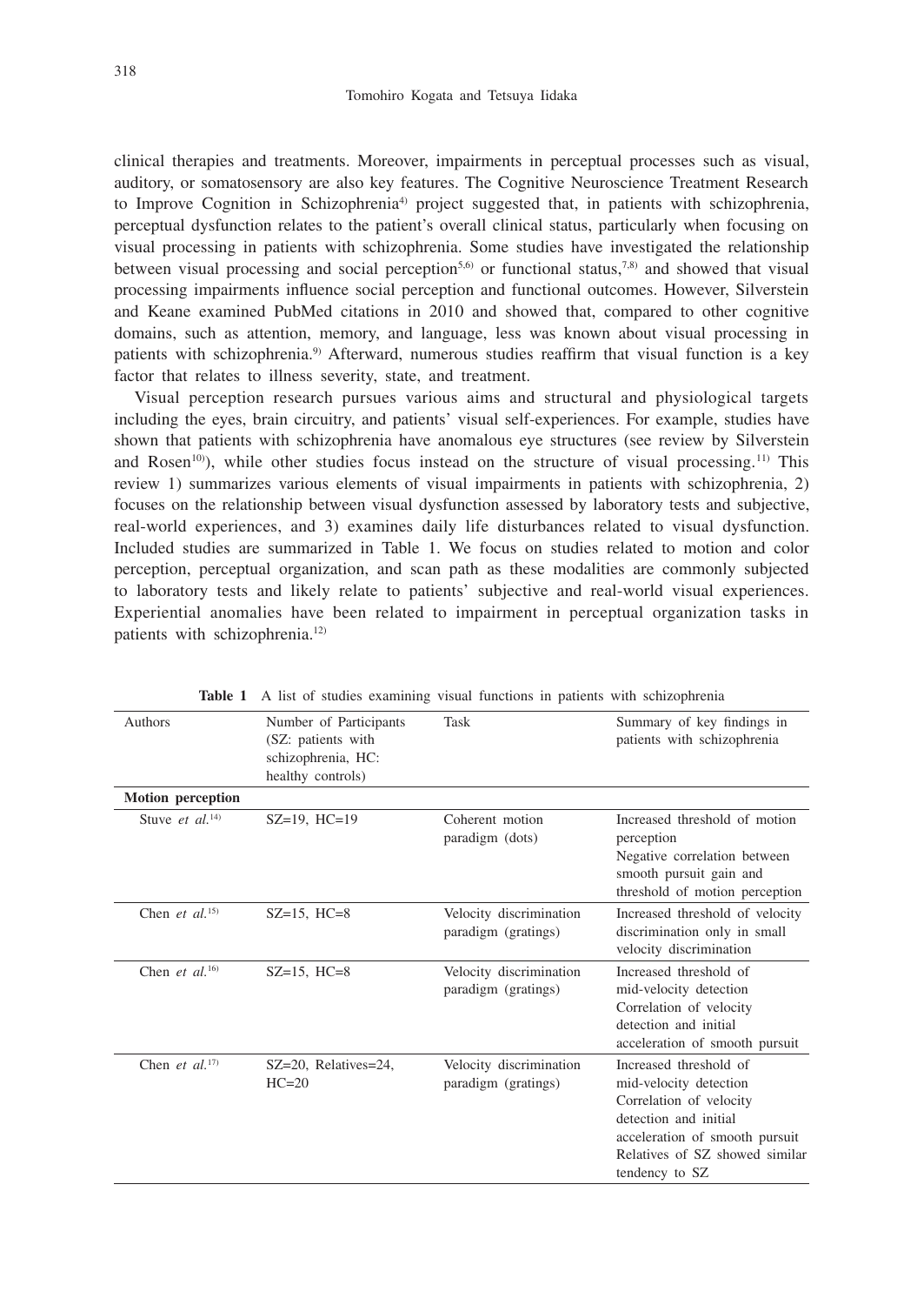clinical therapies and treatments. Moreover, impairments in perceptual processes such as visual, auditory, or somatosensory are also key features. The Cognitive Neuroscience Treatment Research to Improve Cognition in Schizophrenia[4] project suggested that, in patients with schizophrenia, perceptual dysfunction relates to the patient's overall clinical status, particularly when focusing on visual processing in patients with schizophrenia. Some studies have investigated the relationship between visual processing and social perception[5,6] or functional status,[7,8] and showed that visual processing impairments influence social perception and functional outcomes. However, Silverstein and Keane examined PubMed citations in 2010 and showed that, compared to other cognitive domains, such as attention, memory, and language, less was known about visual processing in patients with schizophrenia.[9] Afterward, numerous studies reaffirm that visual function is a key factor that relates to illness severity, state, and treatment.

Visual perception research pursues various aims and structural and physiological targets including the eyes, brain circuitry, and patients' visual self-experiences. For example, studies have shown that patients with schizophrenia have anomalous eye structures (see review by Silverstein and Rosen[10]), while other studies focus instead on the structure of visual processing.[11] This review 1) summarizes various elements of visual impairments in patients with schizophrenia, 2) focuses on the relationship between visual dysfunction assessed by laboratory tests and subjective, real-world experiences, and 3) examines daily life disturbances related to visual dysfunction. Included studies are summarized in Table 1. We focus on studies related to motion and color perception, perceptual organization, and scan path as these modalities are commonly subjected to laboratory tests and likely relate to patients' subjective and real-world visual experiences. Experiential anomalies have been related to impairment in perceptual organization tasks in patients with schizophrenia.[12]

**Table 1** A list of studies examining visual functions in patients with schizophrenia

| Authors | Number of Participants (SZ: patients with schizophrenia, HC: healthy controls) | Task | Summary of key findings in patients with schizophrenia |
|---|---|---|---|
| **Motion perception** | | | |
| Stuve *et al.*[14] | SZ=19, HC=19 | Coherent motion paradigm (dots) | Increased threshold of motion perception<br>Negative correlation between smooth pursuit gain and threshold of motion perception |
| Chen *et al.*[15] | SZ=15, HC=8 | Velocity discrimination paradigm (gratings) | Increased threshold of velocity discrimination only in small velocity discrimination |
| Chen *et al.*[16] | SZ=15, HC=8 | Velocity discrimination paradigm (gratings) | Increased threshold of mid-velocity detection<br>Correlation of velocity detection and initial acceleration of smooth pursuit |
| Chen *et al.*[17] | SZ=20, Relatives=24, HC=20 | Velocity discrimination paradigm (gratings) | Increased threshold of mid-velocity detection<br>Correlation of velocity detection and initial acceleration of smooth pursuit<br>Relatives of SZ showed similar tendency to SZ |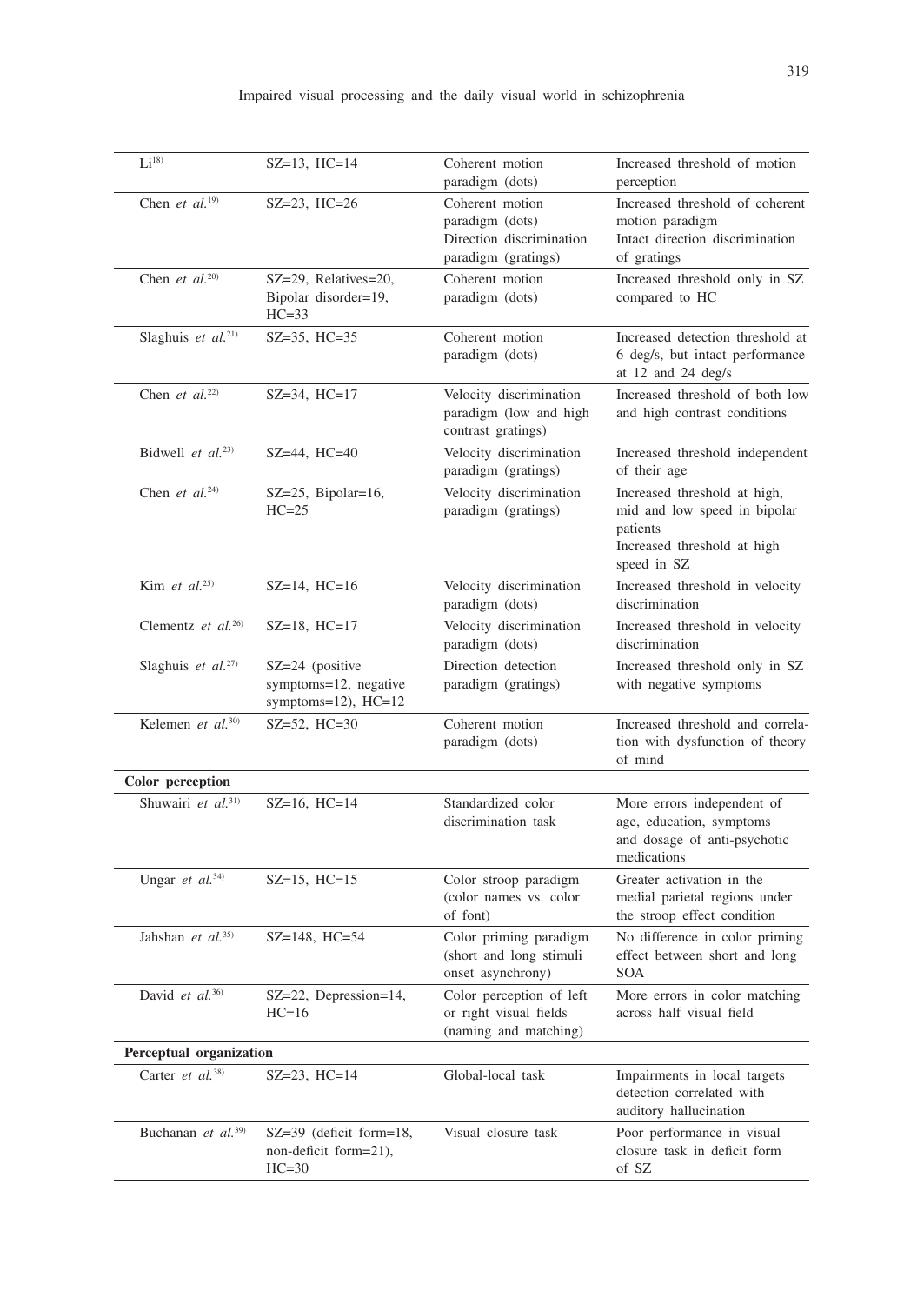| | | | |
|---|---|---|---|
| Li[18] | SZ=13, HC=14 | Coherent motion paradigm (dots) | Increased threshold of motion perception |
| Chen *et al.*[19] | SZ=23, HC=26 | Coherent motion paradigm (dots)<br>Direction discrimination paradigm (gratings) | Increased threshold of coherent motion paradigm<br>Intact direction discrimination of gratings |
| Chen *et al.*[20] | SZ=29, Relatives=20, Bipolar disorder=19, HC=33 | Coherent motion paradigm (dots) | Increased threshold only in SZ compared to HC |
| Slaghuis *et al.*[21] | SZ=35, HC=35 | Coherent motion paradigm (dots) | Increased detection threshold at 6 deg/s, but intact performance at 12 and 24 deg/s |
| Chen *et al.*[22] | SZ=34, HC=17 | Velocity discrimination paradigm (low and high contrast gratings) | Increased threshold of both low and high contrast conditions |
| Bidwell *et al.*[23] | SZ=44, HC=40 | Velocity discrimination paradigm (gratings) | Increased threshold independent of their age |
| Chen *et al.*[24] | SZ=25, Bipolar=16, HC=25 | Velocity discrimination paradigm (gratings) | Increased threshold at high, mid and low speed in bipolar patients<br>Increased threshold at high speed in SZ |
| Kim *et al.*[25] | SZ=14, HC=16 | Velocity discrimination paradigm (dots) | Increased threshold in velocity discrimination |
| Clementz *et al.*[26] | SZ=18, HC=17 | Velocity discrimination paradigm (dots) | Increased threshold in velocity discrimination |
| Slaghuis *et al.*[27] | SZ=24 (positive symptoms=12, negative symptoms=12), HC=12 | Direction detection paradigm (gratings) | Increased threshold only in SZ with negative symptoms |
| Kelemen *et al.*[30] | SZ=52, HC=30 | Coherent motion paradigm (dots) | Increased threshold and correlation with dysfunction of theory of mind |
| **Color perception** | | | |
| Shuwairi *et al.*[31] | SZ=16, HC=14 | Standardized color discrimination task | More errors independent of age, education, symptoms and dosage of anti-psychotic medications |
| Ungar *et al.*[34] | SZ=15, HC=15 | Color stroop paradigm (color names vs. color of font) | Greater activation in the medial parietal regions under the stroop effect condition |
| Jahshan *et al.*[35] | SZ=148, HC=54 | Color priming paradigm (short and long stimuli onset asynchrony) | No difference in color priming effect between short and long SOA |
| David *et al.*[36] | SZ=22, Depression=14, HC=16 | Color perception of left or right visual fields (naming and matching) | More errors in color matching across half visual field |
| **Perceptual organization** | | | |
| Carter *et al.*[38] | SZ=23, HC=14 | Global-local task | Impairments in local targets detection correlated with auditory hallucination |
| Buchanan *et al.*[39] | SZ=39 (deficit form=18, non-deficit form=21), HC=30 | Visual closure task | Poor performance in visual closure task in deficit form of SZ |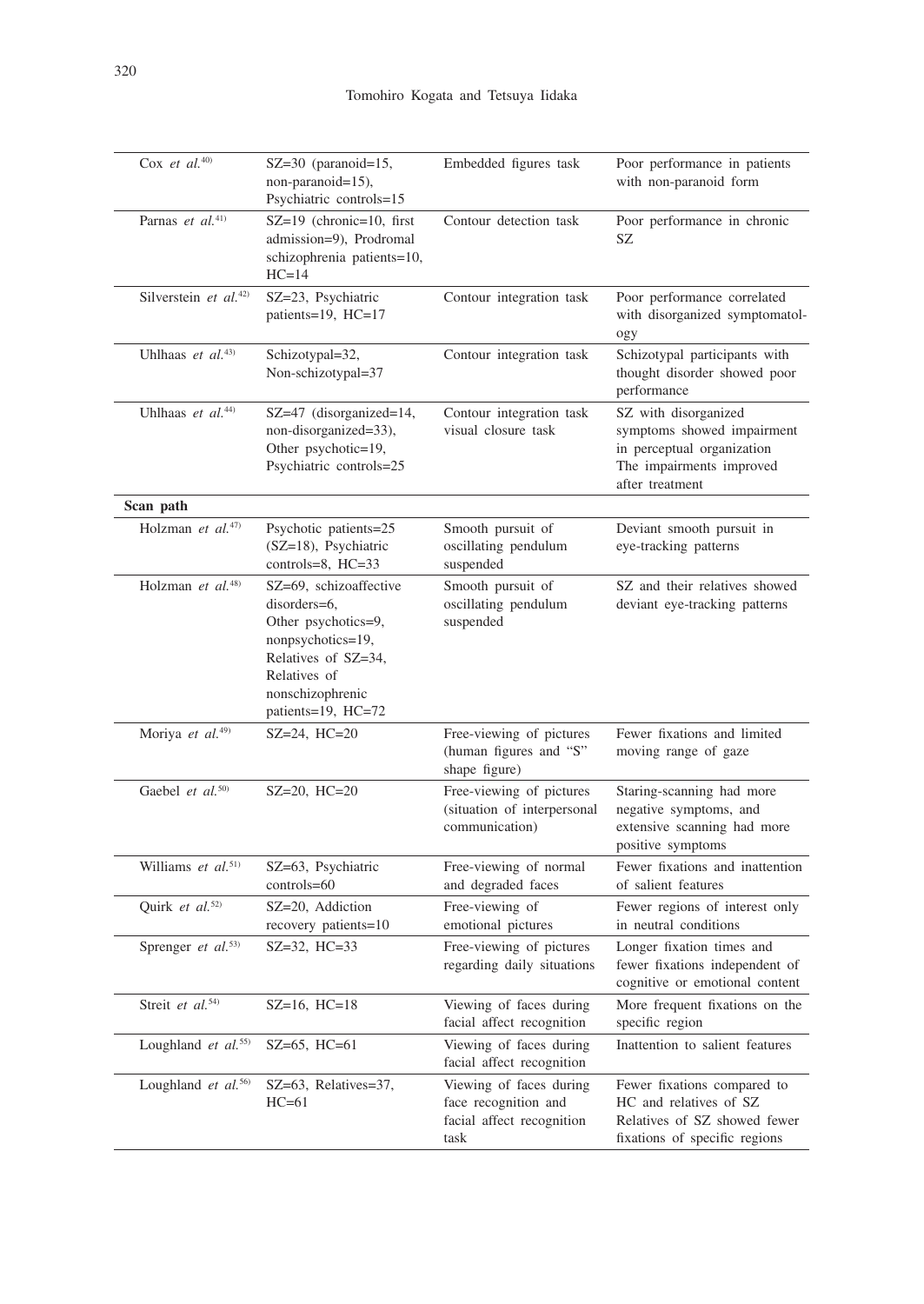| | | | |
|---|---|---|---|
| Cox *et al.*[40] | SZ=30 (paranoid=15, non-paranoid=15), Psychiatric controls=15 | Embedded figures task | Poor performance in patients with non-paranoid form |
| Parnas *et al.*[41] | SZ=19 (chronic=10, first admission=9), Prodromal schizophrenia patients=10, HC=14 | Contour detection task | Poor performance in chronic SZ |
| Silverstein *et al.*[42] | SZ=23, Psychiatric patients=19, HC=17 | Contour integration task | Poor performance correlated with disorganized symptomatology |
| Uhlhaas *et al.*[43] | Schizotypal=32, Non-schizotypal=37 | Contour integration task | Schizotypal participants with thought disorder showed poor performance |
| Uhlhaas *et al.*[44] | SZ=47 (disorganized=14, non-disorganized=33), Other psychotic=19, Psychiatric controls=25 | Contour integration task visual closure task | SZ with disorganized symptoms showed impairment in perceptual organization The impairments improved after treatment |
| **Scan path** | | | |
| Holzman *et al.*[47] | Psychotic patients=25 (SZ=18), Psychiatric controls=8, HC=33 | Smooth pursuit of oscillating pendulum suspended | Deviant smooth pursuit in eye-tracking patterns |
| Holzman *et al.*[48] | SZ=69, schizoaffective disorders=6, Other psychotics=9, nonpsychotics=19, Relatives of SZ=34, Relatives of nonschizophrenic patients=19, HC=72 | Smooth pursuit of oscillating pendulum suspended | SZ and their relatives showed deviant eye-tracking patterns |
| Moriya *et al.*[49] | SZ=24, HC=20 | Free-viewing of pictures (human figures and "S" shape figure) | Fewer fixations and limited moving range of gaze |
| Gaebel *et al.*[50] | SZ=20, HC=20 | Free-viewing of pictures (situation of interpersonal communication) | Staring-scanning had more negative symptoms, and extensive scanning had more positive symptoms |
| Williams *et al.*[51] | SZ=63, Psychiatric controls=60 | Free-viewing of normal and degraded faces | Fewer fixations and inattention of salient features |
| Quirk *et al.*[52] | SZ=20, Addiction recovery patients=10 | Free-viewing of emotional pictures | Fewer regions of interest only in neutral conditions |
| Sprenger *et al.*[53] | SZ=32, HC=33 | Free-viewing of pictures regarding daily situations | Longer fixation times and fewer fixations independent of cognitive or emotional content |
| Streit *et al.*[54] | SZ=16, HC=18 | Viewing of faces during facial affect recognition | More frequent fixations on the specific region |
| Loughland *et al.*[55] | SZ=65, HC=61 | Viewing of faces during facial affect recognition | Inattention to salient features |
| Loughland *et al.*[56] | SZ=63, Relatives=37, HC=61 | Viewing of faces during face recognition and facial affect recognition task | Fewer fixations compared to HC and relatives of SZ Relatives of SZ showed fewer fixations of specific regions |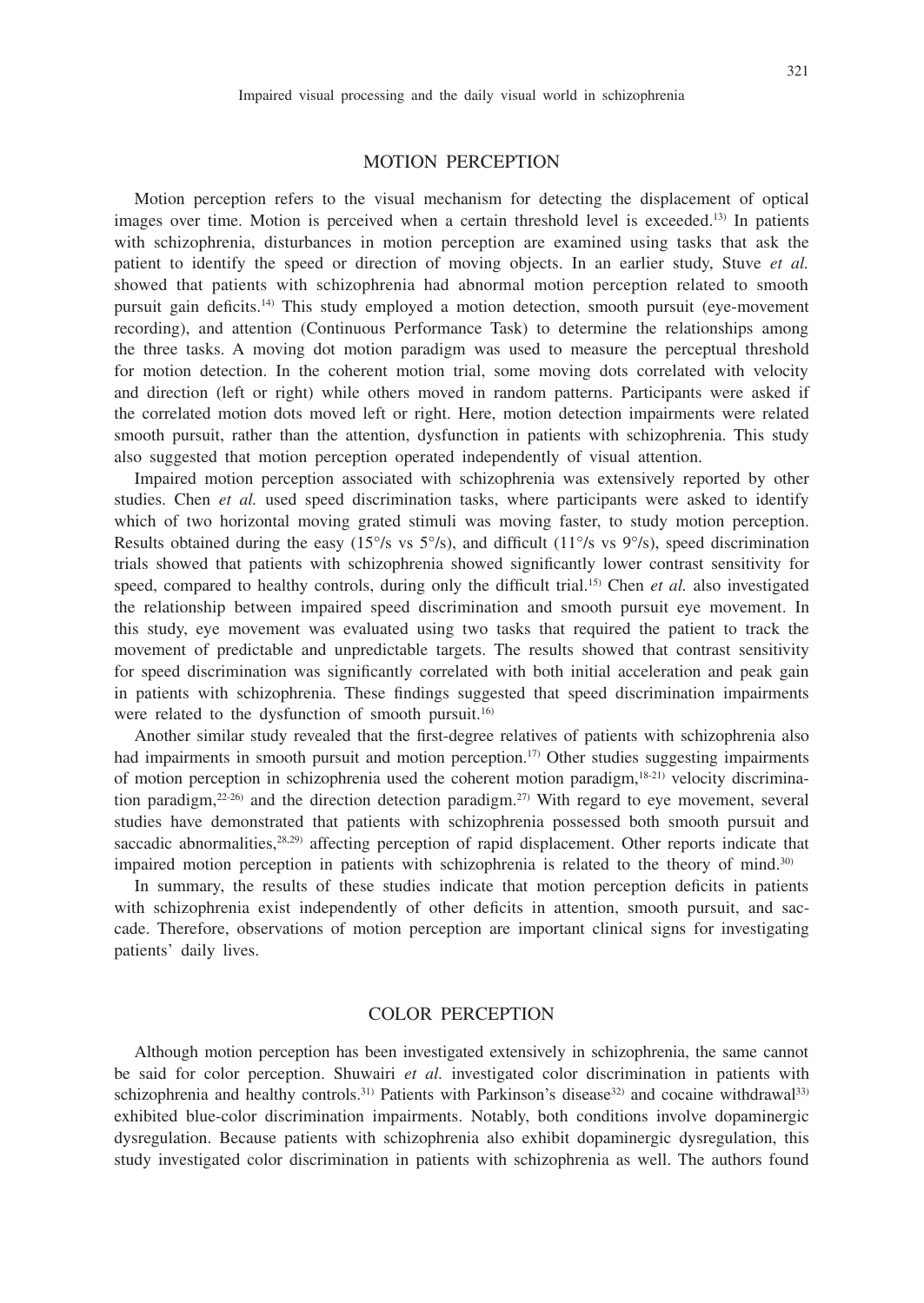## MOTION PERCEPTION

Motion perception refers to the visual mechanism for detecting the displacement of optical images over time. Motion is perceived when a certain threshold level is exceeded.[13] In patients with schizophrenia, disturbances in motion perception are examined using tasks that ask the patient to identify the speed or direction of moving objects. In an earlier study, Stuve *et al.* showed that patients with schizophrenia had abnormal motion perception related to smooth pursuit gain deficits.[14] This study employed a motion detection, smooth pursuit (eye-movement recording), and attention (Continuous Performance Task) to determine the relationships among the three tasks. A moving dot motion paradigm was used to measure the perceptual threshold for motion detection. In the coherent motion trial, some moving dots correlated with velocity and direction (left or right) while others moved in random patterns. Participants were asked if the correlated motion dots moved left or right. Here, motion detection impairments were related smooth pursuit, rather than the attention, dysfunction in patients with schizophrenia. This study also suggested that motion perception operated independently of visual attention.

Impaired motion perception associated with schizophrenia was extensively reported by other studies. Chen *et al.* used speed discrimination tasks, where participants were asked to identify which of two horizontal moving grated stimuli was moving faster, to study motion perception. Results obtained during the easy (15°/s vs 5°/s), and difficult (11°/s vs 9°/s), speed discrimination trials showed that patients with schizophrenia showed significantly lower contrast sensitivity for speed, compared to healthy controls, during only the difficult trial.[15] Chen *et al.* also investigated the relationship between impaired speed discrimination and smooth pursuit eye movement. In this study, eye movement was evaluated using two tasks that required the patient to track the movement of predictable and unpredictable targets. The results showed that contrast sensitivity for speed discrimination was significantly correlated with both initial acceleration and peak gain in patients with schizophrenia. These findings suggested that speed discrimination impairments were related to the dysfunction of smooth pursuit.[16]

Another similar study revealed that the first-degree relatives of patients with schizophrenia also had impairments in smooth pursuit and motion perception.[17] Other studies suggesting impairments of motion perception in schizophrenia used the coherent motion paradigm,[18-21] velocity discrimination paradigm,[22-26] and the direction detection paradigm.[27] With regard to eye movement, several studies have demonstrated that patients with schizophrenia possessed both smooth pursuit and saccadic abnormalities,[28,29] affecting perception of rapid displacement. Other reports indicate that impaired motion perception in patients with schizophrenia is related to the theory of mind.[30]

In summary, the results of these studies indicate that motion perception deficits in patients with schizophrenia exist independently of other deficits in attention, smooth pursuit, and saccade. Therefore, observations of motion perception are important clinical signs for investigating patients' daily lives.

## COLOR PERCEPTION

Although motion perception has been investigated extensively in schizophrenia, the same cannot be said for color perception. Shuwairi *et al.* investigated color discrimination in patients with schizophrenia and healthy controls.[31] Patients with Parkinson's disease[32] and cocaine withdrawal[33] exhibited blue-color discrimination impairments. Notably, both conditions involve dopaminergic dysregulation. Because patients with schizophrenia also exhibit dopaminergic dysregulation, this study investigated color discrimination in patients with schizophrenia as well. The authors found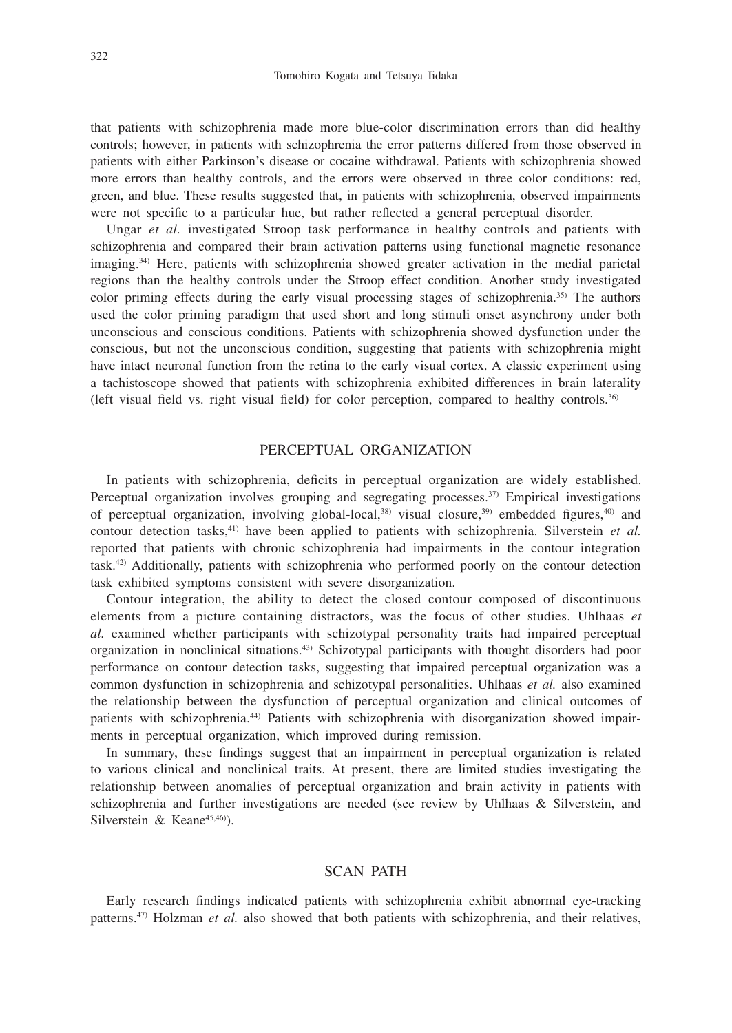that patients with schizophrenia made more blue-color discrimination errors than did healthy controls; however, in patients with schizophrenia the error patterns differed from those observed in patients with either Parkinson's disease or cocaine withdrawal. Patients with schizophrenia showed more errors than healthy controls, and the errors were observed in three color conditions: red, green, and blue. These results suggested that, in patients with schizophrenia, observed impairments were not specific to a particular hue, but rather reflected a general perceptual disorder.

Ungar *et al.* investigated Stroop task performance in healthy controls and patients with schizophrenia and compared their brain activation patterns using functional magnetic resonance imaging.[34)] Here, patients with schizophrenia showed greater activation in the medial parietal regions than the healthy controls under the Stroop effect condition. Another study investigated color priming effects during the early visual processing stages of schizophrenia.[35)] The authors used the color priming paradigm that used short and long stimuli onset asynchrony under both unconscious and conscious conditions. Patients with schizophrenia showed dysfunction under the conscious, but not the unconscious condition, suggesting that patients with schizophrenia might have intact neuronal function from the retina to the early visual cortex. A classic experiment using a tachistoscope showed that patients with schizophrenia exhibited differences in brain laterality (left visual field vs. right visual field) for color perception, compared to healthy controls.[36)]

## PERCEPTUAL ORGANIZATION

In patients with schizophrenia, deficits in perceptual organization are widely established. Perceptual organization involves grouping and segregating processes.[37)] Empirical investigations of perceptual organization, involving global-local,[38)] visual closure,[39)] embedded figures,[40)] and contour detection tasks,[41)] have been applied to patients with schizophrenia. Silverstein *et al.* reported that patients with chronic schizophrenia had impairments in the contour integration task.[42)] Additionally, patients with schizophrenia who performed poorly on the contour detection task exhibited symptoms consistent with severe disorganization.

Contour integration, the ability to detect the closed contour composed of discontinuous elements from a picture containing distractors, was the focus of other studies. Uhlhaas *et al.* examined whether participants with schizotypal personality traits had impaired perceptual organization in nonclinical situations.[43)] Schizotypal participants with thought disorders had poor performance on contour detection tasks, suggesting that impaired perceptual organization was a common dysfunction in schizophrenia and schizotypal personalities. Uhlhaas *et al.* also examined the relationship between the dysfunction of perceptual organization and clinical outcomes of patients with schizophrenia.[44)] Patients with schizophrenia with disorganization showed impairments in perceptual organization, which improved during remission.

In summary, these findings suggest that an impairment in perceptual organization is related to various clinical and nonclinical traits. At present, there are limited studies investigating the relationship between anomalies of perceptual organization and brain activity in patients with schizophrenia and further investigations are needed (see review by Uhlhaas & Silverstein, and Silverstein & Keane[45,46)]).

## SCAN PATH

Early research findings indicated patients with schizophrenia exhibit abnormal eye-tracking patterns.[47)] Holzman *et al.* also showed that both patients with schizophrenia, and their relatives,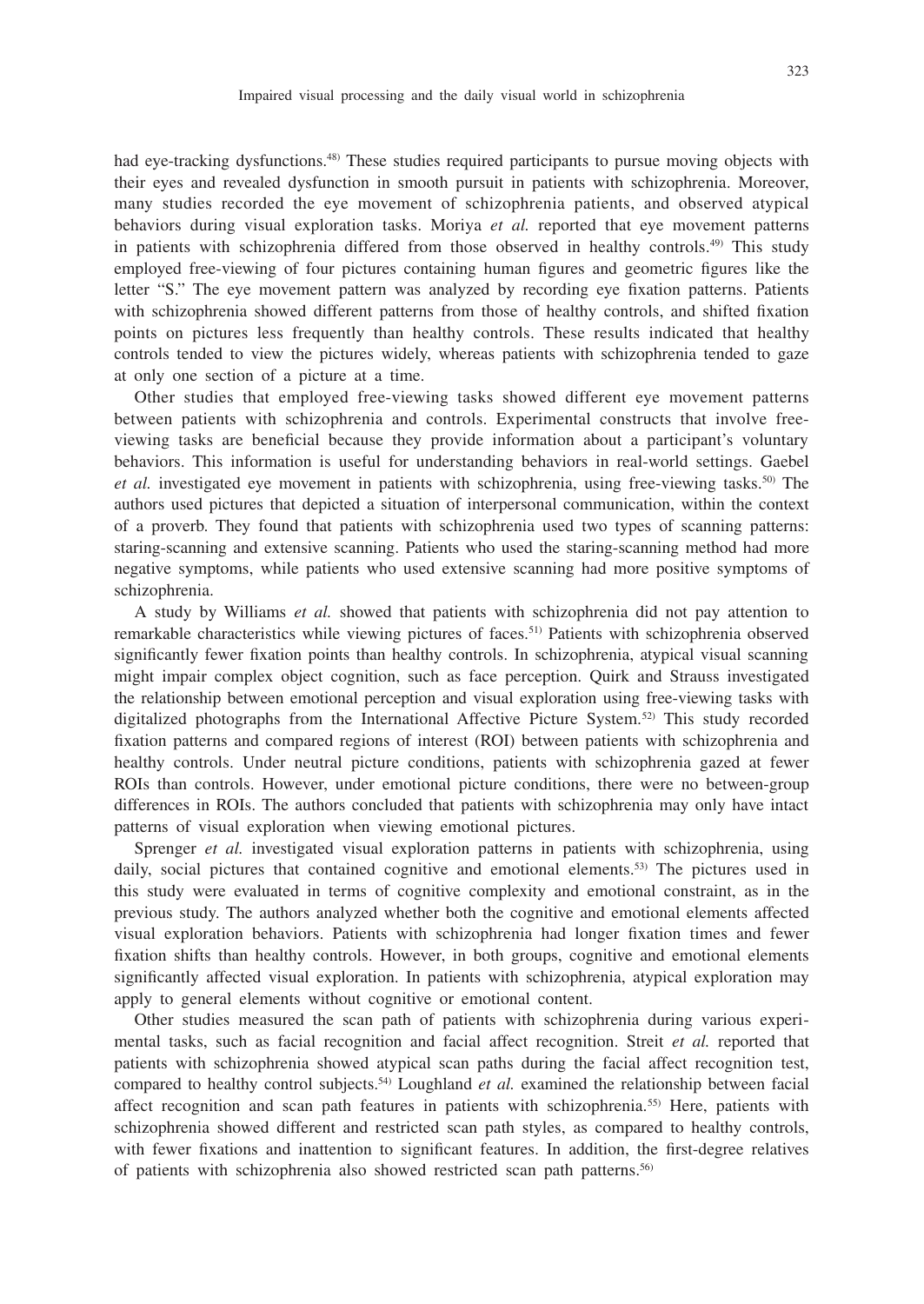had eye-tracking dysfunctions.[48] These studies required participants to pursue moving objects with their eyes and revealed dysfunction in smooth pursuit in patients with schizophrenia. Moreover, many studies recorded the eye movement of schizophrenia patients, and observed atypical behaviors during visual exploration tasks. Moriya *et al.* reported that eye movement patterns in patients with schizophrenia differed from those observed in healthy controls.[49] This study employed free-viewing of four pictures containing human figures and geometric figures like the letter "S." The eye movement pattern was analyzed by recording eye fixation patterns. Patients with schizophrenia showed different patterns from those of healthy controls, and shifted fixation points on pictures less frequently than healthy controls. These results indicated that healthy controls tended to view the pictures widely, whereas patients with schizophrenia tended to gaze at only one section of a picture at a time.

Other studies that employed free-viewing tasks showed different eye movement patterns between patients with schizophrenia and controls. Experimental constructs that involve free-viewing tasks are beneficial because they provide information about a participant's voluntary behaviors. This information is useful for understanding behaviors in real-world settings. Gaebel *et al.* investigated eye movement in patients with schizophrenia, using free-viewing tasks.[50] The authors used pictures that depicted a situation of interpersonal communication, within the context of a proverb. They found that patients with schizophrenia used two types of scanning patterns: staring-scanning and extensive scanning. Patients who used the staring-scanning method had more negative symptoms, while patients who used extensive scanning had more positive symptoms of schizophrenia.

A study by Williams *et al.* showed that patients with schizophrenia did not pay attention to remarkable characteristics while viewing pictures of faces.[51] Patients with schizophrenia observed significantly fewer fixation points than healthy controls. In schizophrenia, atypical visual scanning might impair complex object cognition, such as face perception. Quirk and Strauss investigated the relationship between emotional perception and visual exploration using free-viewing tasks with digitalized photographs from the International Affective Picture System.[52] This study recorded fixation patterns and compared regions of interest (ROI) between patients with schizophrenia and healthy controls. Under neutral picture conditions, patients with schizophrenia gazed at fewer ROIs than controls. However, under emotional picture conditions, there were no between-group differences in ROIs. The authors concluded that patients with schizophrenia may only have intact patterns of visual exploration when viewing emotional pictures.

Sprenger *et al.* investigated visual exploration patterns in patients with schizophrenia, using daily, social pictures that contained cognitive and emotional elements.[53] The pictures used in this study were evaluated in terms of cognitive complexity and emotional constraint, as in the previous study. The authors analyzed whether both the cognitive and emotional elements affected visual exploration behaviors. Patients with schizophrenia had longer fixation times and fewer fixation shifts than healthy controls. However, in both groups, cognitive and emotional elements significantly affected visual exploration. In patients with schizophrenia, atypical exploration may apply to general elements without cognitive or emotional content.

Other studies measured the scan path of patients with schizophrenia during various experimental tasks, such as facial recognition and facial affect recognition. Streit *et al.* reported that patients with schizophrenia showed atypical scan paths during the facial affect recognition test, compared to healthy control subjects.[54] Loughland *et al.* examined the relationship between facial affect recognition and scan path features in patients with schizophrenia.[55] Here, patients with schizophrenia showed different and restricted scan path styles, as compared to healthy controls, with fewer fixations and inattention to significant features. In addition, the first-degree relatives of patients with schizophrenia also showed restricted scan path patterns.[56]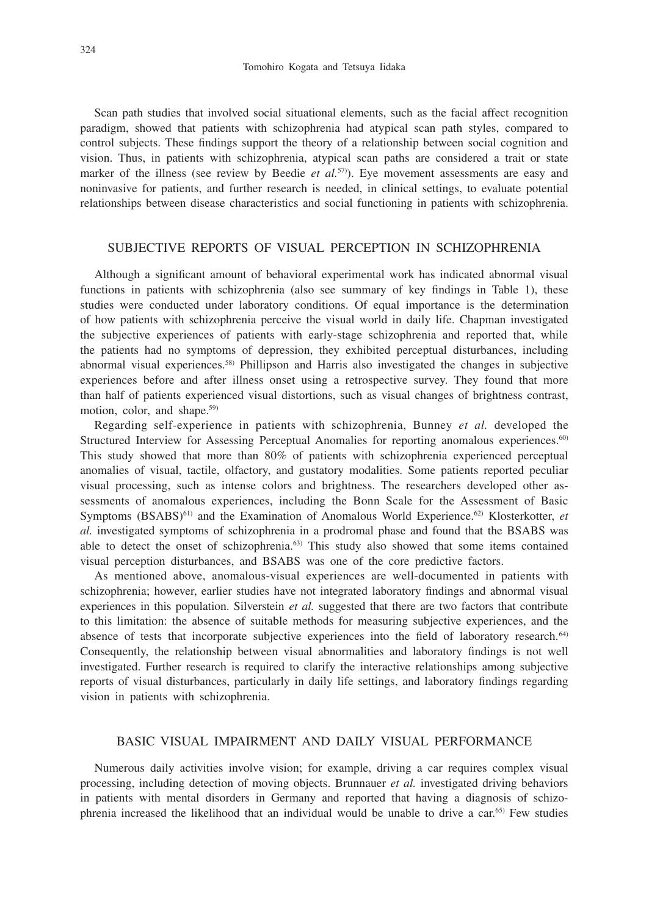Scan path studies that involved social situational elements, such as the facial affect recognition paradigm, showed that patients with schizophrenia had atypical scan path styles, compared to control subjects. These findings support the theory of a relationship between social cognition and vision. Thus, in patients with schizophrenia, atypical scan paths are considered a trait or state marker of the illness (see review by Beedie *et al.*[57]). Eye movement assessments are easy and noninvasive for patients, and further research is needed, in clinical settings, to evaluate potential relationships between disease characteristics and social functioning in patients with schizophrenia.

## SUBJECTIVE REPORTS OF VISUAL PERCEPTION IN SCHIZOPHRENIA

Although a significant amount of behavioral experimental work has indicated abnormal visual functions in patients with schizophrenia (also see summary of key findings in Table 1), these studies were conducted under laboratory conditions. Of equal importance is the determination of how patients with schizophrenia perceive the visual world in daily life. Chapman investigated the subjective experiences of patients with early-stage schizophrenia and reported that, while the patients had no symptoms of depression, they exhibited perceptual disturbances, including abnormal visual experiences.[58] Phillipson and Harris also investigated the changes in subjective experiences before and after illness onset using a retrospective survey. They found that more than half of patients experienced visual distortions, such as visual changes of brightness contrast, motion, color, and shape.[59]

Regarding self-experience in patients with schizophrenia, Bunney *et al.* developed the Structured Interview for Assessing Perceptual Anomalies for reporting anomalous experiences.[60] This study showed that more than 80% of patients with schizophrenia experienced perceptual anomalies of visual, tactile, olfactory, and gustatory modalities. Some patients reported peculiar visual processing, such as intense colors and brightness. The researchers developed other assessments of anomalous experiences, including the Bonn Scale for the Assessment of Basic Symptoms (BSABS)[61] and the Examination of Anomalous World Experience.[62] Klosterkotter, *et al.* investigated symptoms of schizophrenia in a prodromal phase and found that the BSABS was able to detect the onset of schizophrenia.[63] This study also showed that some items contained visual perception disturbances, and BSABS was one of the core predictive factors.

As mentioned above, anomalous-visual experiences are well-documented in patients with schizophrenia; however, earlier studies have not integrated laboratory findings and abnormal visual experiences in this population. Silverstein *et al.* suggested that there are two factors that contribute to this limitation: the absence of suitable methods for measuring subjective experiences, and the absence of tests that incorporate subjective experiences into the field of laboratory research.[64] Consequently, the relationship between visual abnormalities and laboratory findings is not well investigated. Further research is required to clarify the interactive relationships among subjective reports of visual disturbances, particularly in daily life settings, and laboratory findings regarding vision in patients with schizophrenia.

## BASIC VISUAL IMPAIRMENT AND DAILY VISUAL PERFORMANCE

Numerous daily activities involve vision; for example, driving a car requires complex visual processing, including detection of moving objects. Brunnauer *et al.* investigated driving behaviors in patients with mental disorders in Germany and reported that having a diagnosis of schizophrenia increased the likelihood that an individual would be unable to drive a car.[65] Few studies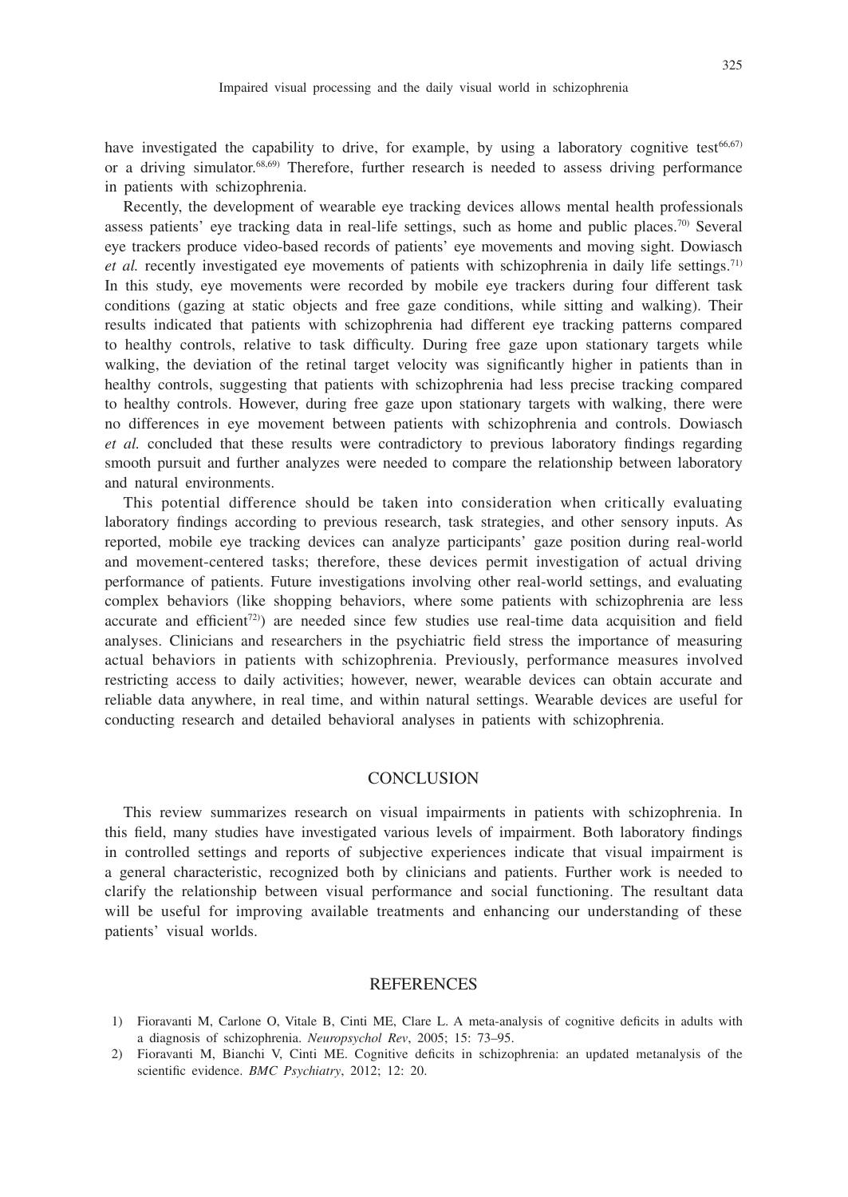have investigated the capability to drive, for example, by using a laboratory cognitive test[66,67] or a driving simulator.[68,69] Therefore, further research is needed to assess driving performance in patients with schizophrenia.

Recently, the development of wearable eye tracking devices allows mental health professionals assess patients' eye tracking data in real-life settings, such as home and public places.[70] Several eye trackers produce video-based records of patients' eye movements and moving sight. Dowiasch *et al.* recently investigated eye movements of patients with schizophrenia in daily life settings.[71] In this study, eye movements were recorded by mobile eye trackers during four different task conditions (gazing at static objects and free gaze conditions, while sitting and walking). Their results indicated that patients with schizophrenia had different eye tracking patterns compared to healthy controls, relative to task difficulty. During free gaze upon stationary targets while walking, the deviation of the retinal target velocity was significantly higher in patients than in healthy controls, suggesting that patients with schizophrenia had less precise tracking compared to healthy controls. However, during free gaze upon stationary targets with walking, there were no differences in eye movement between patients with schizophrenia and controls. Dowiasch *et al.* concluded that these results were contradictory to previous laboratory findings regarding smooth pursuit and further analyzes were needed to compare the relationship between laboratory and natural environments.

This potential difference should be taken into consideration when critically evaluating laboratory findings according to previous research, task strategies, and other sensory inputs. As reported, mobile eye tracking devices can analyze participants' gaze position during real-world and movement-centered tasks; therefore, these devices permit investigation of actual driving performance of patients. Future investigations involving other real-world settings, and evaluating complex behaviors (like shopping behaviors, where some patients with schizophrenia are less accurate and efficient[72]) are needed since few studies use real-time data acquisition and field analyses. Clinicians and researchers in the psychiatric field stress the importance of measuring actual behaviors in patients with schizophrenia. Previously, performance measures involved restricting access to daily activities; however, newer, wearable devices can obtain accurate and reliable data anywhere, in real time, and within natural settings. Wearable devices are useful for conducting research and detailed behavioral analyses in patients with schizophrenia.

## CONCLUSION

This review summarizes research on visual impairments in patients with schizophrenia. In this field, many studies have investigated various levels of impairment. Both laboratory findings in controlled settings and reports of subjective experiences indicate that visual impairment is a general characteristic, recognized both by clinicians and patients. Further work is needed to clarify the relationship between visual performance and social functioning. The resultant data will be useful for improving available treatments and enhancing our understanding of these patients' visual worlds.

## REFERENCES

1) Fioravanti M, Carlone O, Vitale B, Cinti ME, Clare L. A meta-analysis of cognitive deficits in adults with a diagnosis of schizophrenia. *Neuropsychol Rev*, 2005; 15: 73–95.
2) Fioravanti M, Bianchi V, Cinti ME. Cognitive deficits in schizophrenia: an updated metanalysis of the scientific evidence. *BMC Psychiatry*, 2012; 12: 20.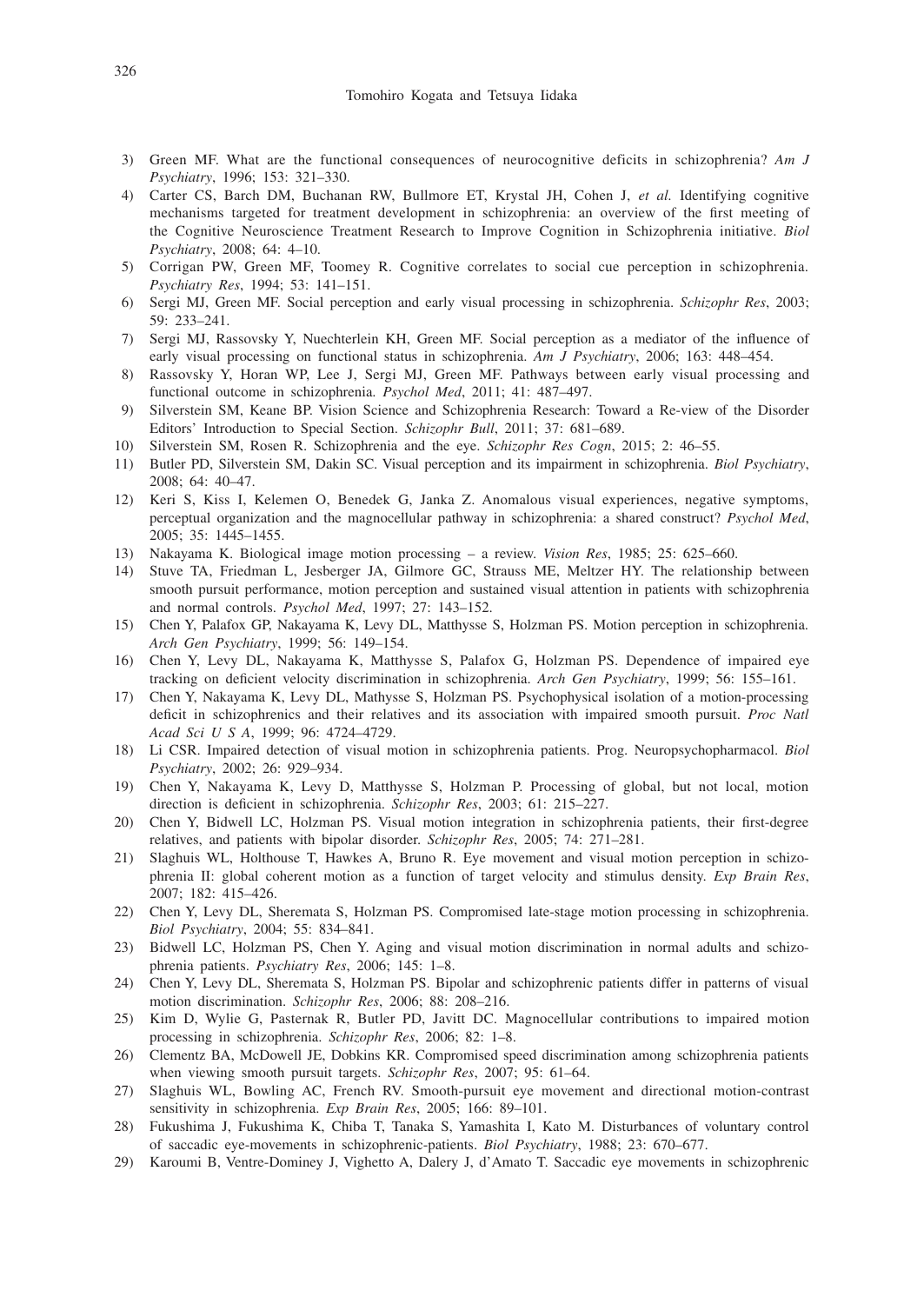3) Green MF. What are the functional consequences of neurocognitive deficits in schizophrenia? *Am J Psychiatry*, 1996; 153: 321–330.
4) Carter CS, Barch DM, Buchanan RW, Bullmore ET, Krystal JH, Cohen J, *et al.* Identifying cognitive mechanisms targeted for treatment development in schizophrenia: an overview of the first meeting of the Cognitive Neuroscience Treatment Research to Improve Cognition in Schizophrenia initiative. *Biol Psychiatry*, 2008; 64: 4–10.
5) Corrigan PW, Green MF, Toomey R. Cognitive correlates to social cue perception in schizophrenia. *Psychiatry Res*, 1994; 53: 141–151.
6) Sergi MJ, Green MF. Social perception and early visual processing in schizophrenia. *Schizophr Res*, 2003; 59: 233–241.
7) Sergi MJ, Rassovsky Y, Nuechterlein KH, Green MF. Social perception as a mediator of the influence of early visual processing on functional status in schizophrenia. *Am J Psychiatry*, 2006; 163: 448–454.
8) Rassovsky Y, Horan WP, Lee J, Sergi MJ, Green MF. Pathways between early visual processing and functional outcome in schizophrenia. *Psychol Med*, 2011; 41: 487–497.
9) Silverstein SM, Keane BP. Vision Science and Schizophrenia Research: Toward a Re-view of the Disorder Editors' Introduction to Special Section. *Schizophr Bull*, 2011; 37: 681–689.
10) Silverstein SM, Rosen R. Schizophrenia and the eye. *Schizophr Res Cogn*, 2015; 2: 46–55.
11) Butler PD, Silverstein SM, Dakin SC. Visual perception and its impairment in schizophrenia. *Biol Psychiatry*, 2008; 64: 40–47.
12) Keri S, Kiss I, Kelemen O, Benedek G, Janka Z. Anomalous visual experiences, negative symptoms, perceptual organization and the magnocellular pathway in schizophrenia: a shared construct? *Psychol Med*, 2005; 35: 1445–1455.
13) Nakayama K. Biological image motion processing – a review. *Vision Res*, 1985; 25: 625–660.
14) Stuve TA, Friedman L, Jesberger JA, Gilmore GC, Strauss ME, Meltzer HY. The relationship between smooth pursuit performance, motion perception and sustained visual attention in patients with schizophrenia and normal controls. *Psychol Med*, 1997; 27: 143–152.
15) Chen Y, Palafox GP, Nakayama K, Levy DL, Matthysse S, Holzman PS. Motion perception in schizophrenia. *Arch Gen Psychiatry*, 1999; 56: 149–154.
16) Chen Y, Levy DL, Nakayama K, Matthysse S, Palafox G, Holzman PS. Dependence of impaired eye tracking on deficient velocity discrimination in schizophrenia. *Arch Gen Psychiatry*, 1999; 56: 155–161.
17) Chen Y, Nakayama K, Levy DL, Mathysse S, Holzman PS. Psychophysical isolation of a motion-processing deficit in schizophrenics and their relatives and its association with impaired smooth pursuit. *Proc Natl Acad Sci U S A*, 1999; 96: 4724–4729.
18) Li CSR. Impaired detection of visual motion in schizophrenia patients. Prog. Neuropsychopharmacol. *Biol Psychiatry*, 2002; 26: 929–934.
19) Chen Y, Nakayama K, Levy D, Matthysse S, Holzman P. Processing of global, but not local, motion direction is deficient in schizophrenia. *Schizophr Res*, 2003; 61: 215–227.
20) Chen Y, Bidwell LC, Holzman PS. Visual motion integration in schizophrenia patients, their first-degree relatives, and patients with bipolar disorder. *Schizophr Res*, 2005; 74: 271–281.
21) Slaghuis WL, Holthouse T, Hawkes A, Bruno R. Eye movement and visual motion perception in schizophrenia II: global coherent motion as a function of target velocity and stimulus density. *Exp Brain Res*, 2007; 182: 415–426.
22) Chen Y, Levy DL, Sheremata S, Holzman PS. Compromised late-stage motion processing in schizophrenia. *Biol Psychiatry*, 2004; 55: 834–841.
23) Bidwell LC, Holzman PS, Chen Y. Aging and visual motion discrimination in normal adults and schizophrenia patients. *Psychiatry Res*, 2006; 145: 1–8.
24) Chen Y, Levy DL, Sheremata S, Holzman PS. Bipolar and schizophrenic patients differ in patterns of visual motion discrimination. *Schizophr Res*, 2006; 88: 208–216.
25) Kim D, Wylie G, Pasternak R, Butler PD, Javitt DC. Magnocellular contributions to impaired motion processing in schizophrenia. *Schizophr Res*, 2006; 82: 1–8.
26) Clementz BA, McDowell JE, Dobkins KR. Compromised speed discrimination among schizophrenia patients when viewing smooth pursuit targets. *Schizophr Res*, 2007; 95: 61–64.
27) Slaghuis WL, Bowling AC, French RV. Smooth-pursuit eye movement and directional motion-contrast sensitivity in schizophrenia. *Exp Brain Res*, 2005; 166: 89–101.
28) Fukushima J, Fukushima K, Chiba T, Tanaka S, Yamashita I, Kato M. Disturbances of voluntary control of saccadic eye-movements in schizophrenic-patients. *Biol Psychiatry*, 1988; 23: 670–677.
29) Karoumi B, Ventre-Dominey J, Vighetto A, Dalery J, d'Amato T. Saccadic eye movements in schizophrenic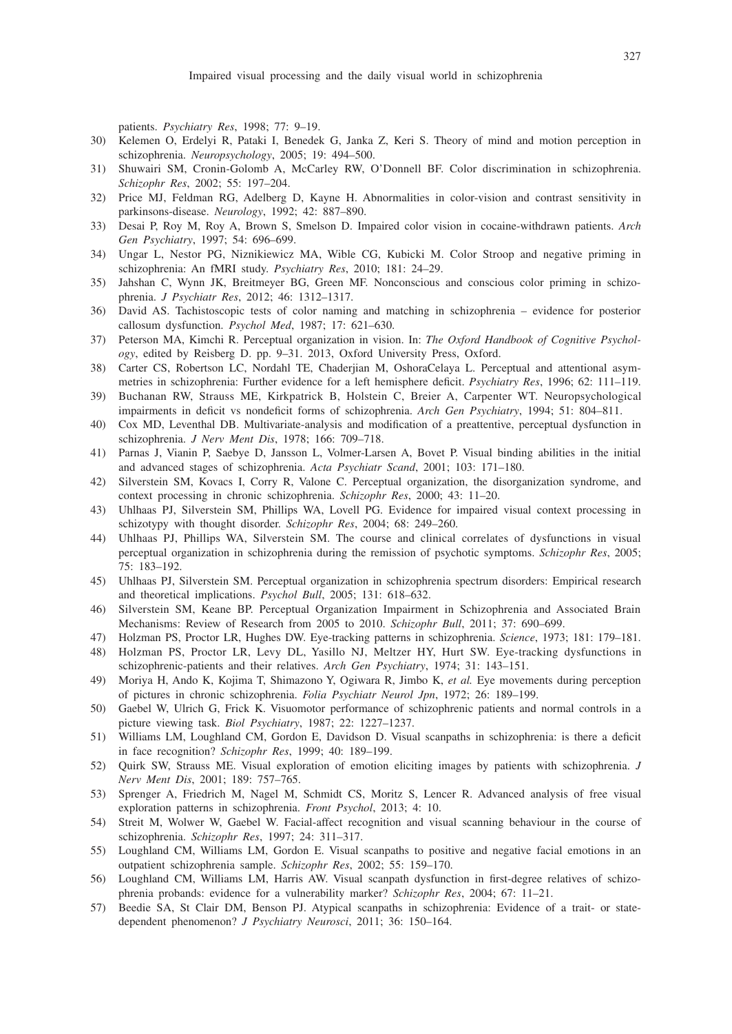patients. *Psychiatry Res*, 1998; 77: 9–19.

30) Kelemen O, Erdelyi R, Pataki I, Benedek G, Janka Z, Keri S. Theory of mind and motion perception in schizophrenia. *Neuropsychology*, 2005; 19: 494–500.
31) Shuwairi SM, Cronin-Golomb A, McCarley RW, O'Donnell BF. Color discrimination in schizophrenia. *Schizophr Res*, 2002; 55: 197–204.
32) Price MJ, Feldman RG, Adelberg D, Kayne H. Abnormalities in color-vision and contrast sensitivity in parkinsons-disease. *Neurology*, 1992; 42: 887–890.
33) Desai P, Roy M, Roy A, Brown S, Smelson D. Impaired color vision in cocaine-withdrawn patients. *Arch Gen Psychiatry*, 1997; 54: 696–699.
34) Ungar L, Nestor PG, Niznikiewicz MA, Wible CG, Kubicki M. Color Stroop and negative priming in schizophrenia: An fMRI study. *Psychiatry Res*, 2010; 181: 24–29.
35) Jahshan C, Wynn JK, Breitmeyer BG, Green MF. Nonconscious and conscious color priming in schizophrenia. *J Psychiatr Res*, 2012; 46: 1312–1317.
36) David AS. Tachistoscopic tests of color naming and matching in schizophrenia – evidence for posterior callosum dysfunction. *Psychol Med*, 1987; 17: 621–630.
37) Peterson MA, Kimchi R. Perceptual organization in vision. In: *The Oxford Handbook of Cognitive Psychology*, edited by Reisberg D. pp. 9–31. 2013, Oxford University Press, Oxford.
38) Carter CS, Robertson LC, Nordahl TE, Chaderjian M, OshoraCelaya L. Perceptual and attentional asymmetries in schizophrenia: Further evidence for a left hemisphere deficit. *Psychiatry Res*, 1996; 62: 111–119.
39) Buchanan RW, Strauss ME, Kirkpatrick B, Holstein C, Breier A, Carpenter WT. Neuropsychological impairments in deficit vs nondeficit forms of schizophrenia. *Arch Gen Psychiatry*, 1994; 51: 804–811.
40) Cox MD, Leventhal DB. Multivariate-analysis and modification of a preattentive, perceptual dysfunction in schizophrenia. *J Nerv Ment Dis*, 1978; 166: 709–718.
41) Parnas J, Vianin P, Saebye D, Jansson L, Volmer-Larsen A, Bovet P. Visual binding abilities in the initial and advanced stages of schizophrenia. *Acta Psychiatr Scand*, 2001; 103: 171–180.
42) Silverstein SM, Kovacs I, Corry R, Valone C. Perceptual organization, the disorganization syndrome, and context processing in chronic schizophrenia. *Schizophr Res*, 2000; 43: 11–20.
43) Uhlhaas PJ, Silverstein SM, Phillips WA, Lovell PG. Evidence for impaired visual context processing in schizotypy with thought disorder. *Schizophr Res*, 2004; 68: 249–260.
44) Uhlhaas PJ, Phillips WA, Silverstein SM. The course and clinical correlates of dysfunctions in visual perceptual organization in schizophrenia during the remission of psychotic symptoms. *Schizophr Res*, 2005; 75: 183–192.
45) Uhlhaas PJ, Silverstein SM. Perceptual organization in schizophrenia spectrum disorders: Empirical research and theoretical implications. *Psychol Bull*, 2005; 131: 618–632.
46) Silverstein SM, Keane BP. Perceptual Organization Impairment in Schizophrenia and Associated Brain Mechanisms: Review of Research from 2005 to 2010. *Schizophr Bull*, 2011; 37: 690–699.
47) Holzman PS, Proctor LR, Hughes DW. Eye-tracking patterns in schizophrenia. *Science*, 1973; 181: 179–181.
48) Holzman PS, Proctor LR, Levy DL, Yasillo NJ, Meltzer HY, Hurt SW. Eye-tracking dysfunctions in schizophrenic-patients and their relatives. *Arch Gen Psychiatry*, 1974; 31: 143–151.
49) Moriya H, Ando K, Kojima T, Shimazono Y, Ogiwara R, Jimbo K, *et al.* Eye movements during perception of pictures in chronic schizophrenia. *Folia Psychiatr Neurol Jpn*, 1972; 26: 189–199.
50) Gaebel W, Ulrich G, Frick K. Visuomotor performance of schizophrenic patients and normal controls in a picture viewing task. *Biol Psychiatry*, 1987; 22: 1227–1237.
51) Williams LM, Loughland CM, Gordon E, Davidson D. Visual scanpaths in schizophrenia: is there a deficit in face recognition? *Schizophr Res*, 1999; 40: 189–199.
52) Quirk SW, Strauss ME. Visual exploration of emotion eliciting images by patients with schizophrenia. *J Nerv Ment Dis*, 2001; 189: 757–765.
53) Sprenger A, Friedrich M, Nagel M, Schmidt CS, Moritz S, Lencer R. Advanced analysis of free visual exploration patterns in schizophrenia. *Front Psychol*, 2013; 4: 10.
54) Streit M, Wolwer W, Gaebel W. Facial-affect recognition and visual scanning behaviour in the course of schizophrenia. *Schizophr Res*, 1997; 24: 311–317.
55) Loughland CM, Williams LM, Gordon E. Visual scanpaths to positive and negative facial emotions in an outpatient schizophrenia sample. *Schizophr Res*, 2002; 55: 159–170.
56) Loughland CM, Williams LM, Harris AW. Visual scanpath dysfunction in first-degree relatives of schizophrenia probands: evidence for a vulnerability marker? *Schizophr Res*, 2004; 67: 11–21.
57) Beedie SA, St Clair DM, Benson PJ. Atypical scanpaths in schizophrenia: Evidence of a trait- or state-dependent phenomenon? *J Psychiatry Neurosci*, 2011; 36: 150–164.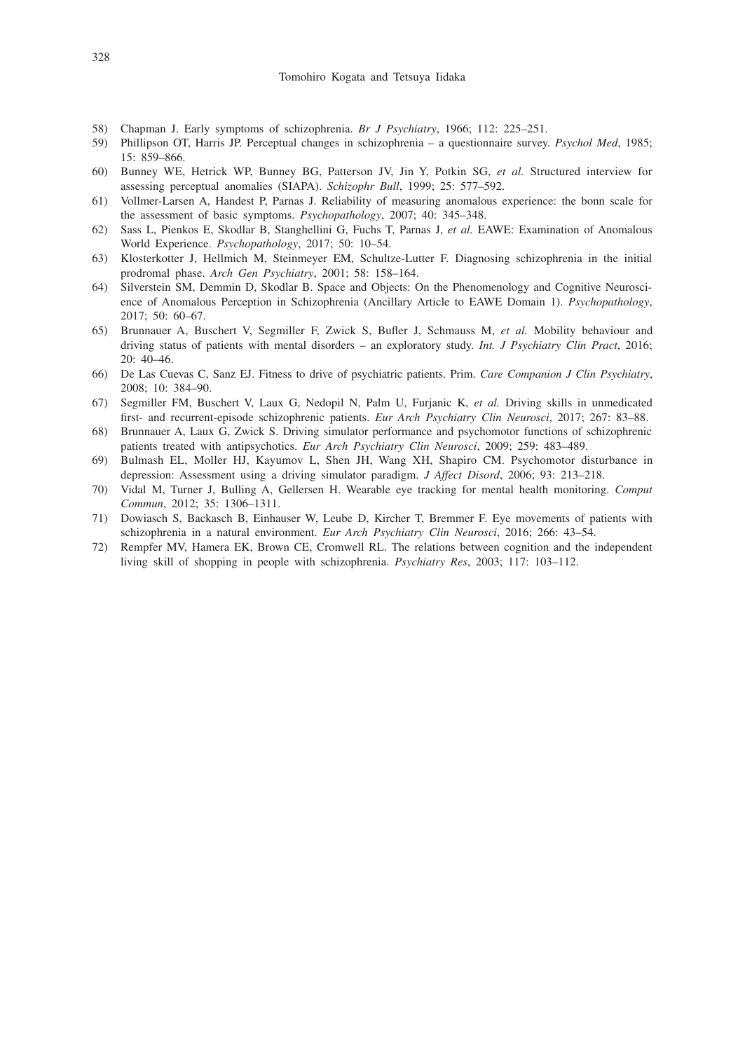58) Chapman J. Early symptoms of schizophrenia. *Br J Psychiatry*, 1966; 112: 225–251.
59) Phillipson OT, Harris JP. Perceptual changes in schizophrenia – a questionnaire survey. *Psychol Med*, 1985; 15: 859–866.
60) Bunney WE, Hetrick WP, Bunney BG, Patterson JV, Jin Y, Potkin SG, *et al.* Structured interview for assessing perceptual anomalies (SIAPA). *Schizophr Bull*, 1999; 25: 577–592.
61) Vollmer-Larsen A, Handest P, Parnas J. Reliability of measuring anomalous experience: the bonn scale for the assessment of basic symptoms. *Psychopathology*, 2007; 40: 345–348.
62) Sass L, Pienkos E, Skodlar B, Stanghellini G, Fuchs T, Parnas J, *et al.* EAWE: Examination of Anomalous World Experience. *Psychopathology*, 2017; 50: 10–54.
63) Klosterkotter J, Hellmich M, Steinmeyer EM, Schultze-Lutter F. Diagnosing schizophrenia in the initial prodromal phase. *Arch Gen Psychiatry*, 2001; 58: 158–164.
64) Silverstein SM, Demmin D, Skodlar B. Space and Objects: On the Phenomenology and Cognitive Neuroscience of Anomalous Perception in Schizophrenia (Ancillary Article to EAWE Domain 1). *Psychopathology*, 2017; 50: 60–67.
65) Brunnauer A, Buschert V, Segmiller F, Zwick S, Bufler J, Schmauss M, *et al.* Mobility behaviour and driving status of patients with mental disorders – an exploratory study. *Int. J Psychiatry Clin Pract*, 2016; 20: 40–46.
66) De Las Cuevas C, Sanz EJ. Fitness to drive of psychiatric patients. Prim. *Care Companion J Clin Psychiatry*, 2008; 10: 384–90.
67) Segmiller FM, Buschert V, Laux G, Nedopil N, Palm U, Furjanic K, *et al.* Driving skills in unmedicated first- and recurrent-episode schizophrenic patients. *Eur Arch Psychiatry Clin Neurosci*, 2017; 267: 83–88.
68) Brunnauer A, Laux G, Zwick S. Driving simulator performance and psychomotor functions of schizophrenic patients treated with antipsychotics. *Eur Arch Psychiatry Clin Neurosci*, 2009; 259: 483–489.
69) Bulmash EL, Moller HJ, Kayumov L, Shen JH, Wang XH, Shapiro CM. Psychomotor disturbance in depression: Assessment using a driving simulator paradigm. *J Affect Disord*, 2006; 93: 213–218.
70) Vidal M, Turner J, Bulling A, Gellersen H. Wearable eye tracking for mental health monitoring. *Comput Commun*, 2012; 35: 1306–1311.
71) Dowiasch S, Backasch B, Einhauser W, Leube D, Kircher T, Bremmer F. Eye movements of patients with schizophrenia in a natural environment. *Eur Arch Psychiatry Clin Neurosci*, 2016; 266: 43–54.
72) Rempfer MV, Hamera EK, Brown CE, Cromwell RL. The relations between cognition and the independent living skill of shopping in people with schizophrenia. *Psychiatry Res*, 2003; 117: 103–112.